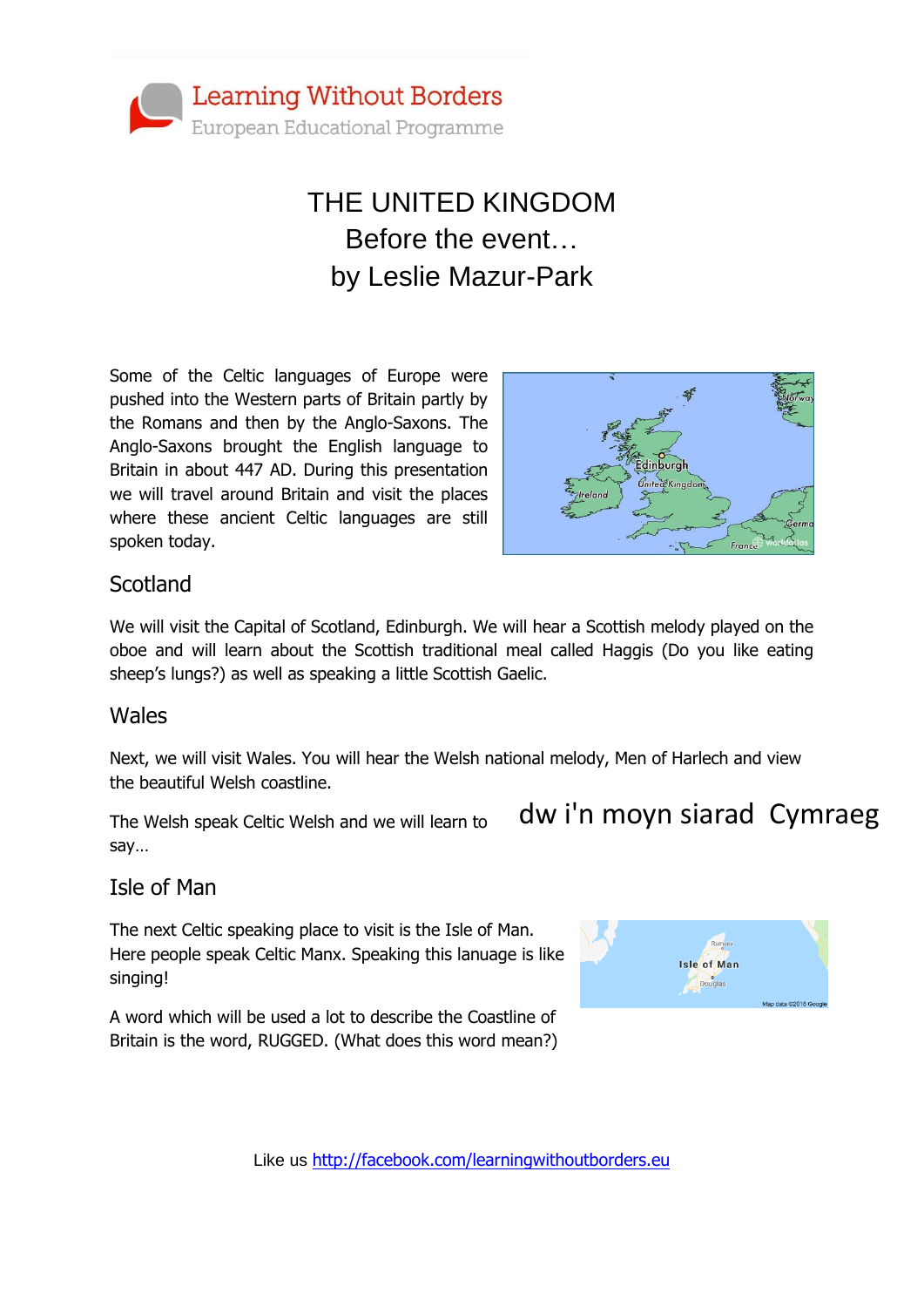Learning Without Borders
European Educational Programme

# THE UNITED KINGDOM
# Before the event…
# by Leslie Mazur-Park

Some of the Celtic languages of Europe were pushed into the Western parts of Britain partly by the Romans and then by the Anglo-Saxons. The Anglo-Saxons brought the English language to Britain in about 447 AD. During this presentation we will travel around Britain and visit the places where these ancient Celtic languages are still spoken today.

## Scotland

We will visit the Capital of Scotland, Edinburgh. We will hear a Scottish melody played on the oboe and will learn about the Scottish traditional meal called Haggis (Do you like eating sheep's lungs?) as well as speaking a little Scottish Gaelic.

## Wales

Next, we will visit Wales. You will hear the Welsh national melody, Men of Harlech and view the beautiful Welsh coastline.

The Welsh speak Celtic Welsh and we will learn to say…

dw i'n moyn siarad Cymraeg

## Isle of Man

The next Celtic speaking place to visit is the Isle of Man. Here people speak Celtic Manx. Speaking this lanuage is like singing!

A word which will be used a lot to describe the Coastline of Britain is the word, RUGGED. (What does this word mean?)

Like us [http://facebook.com/learningwithoutborders.eu](http://facebook.com/learningwithoutborders.eu)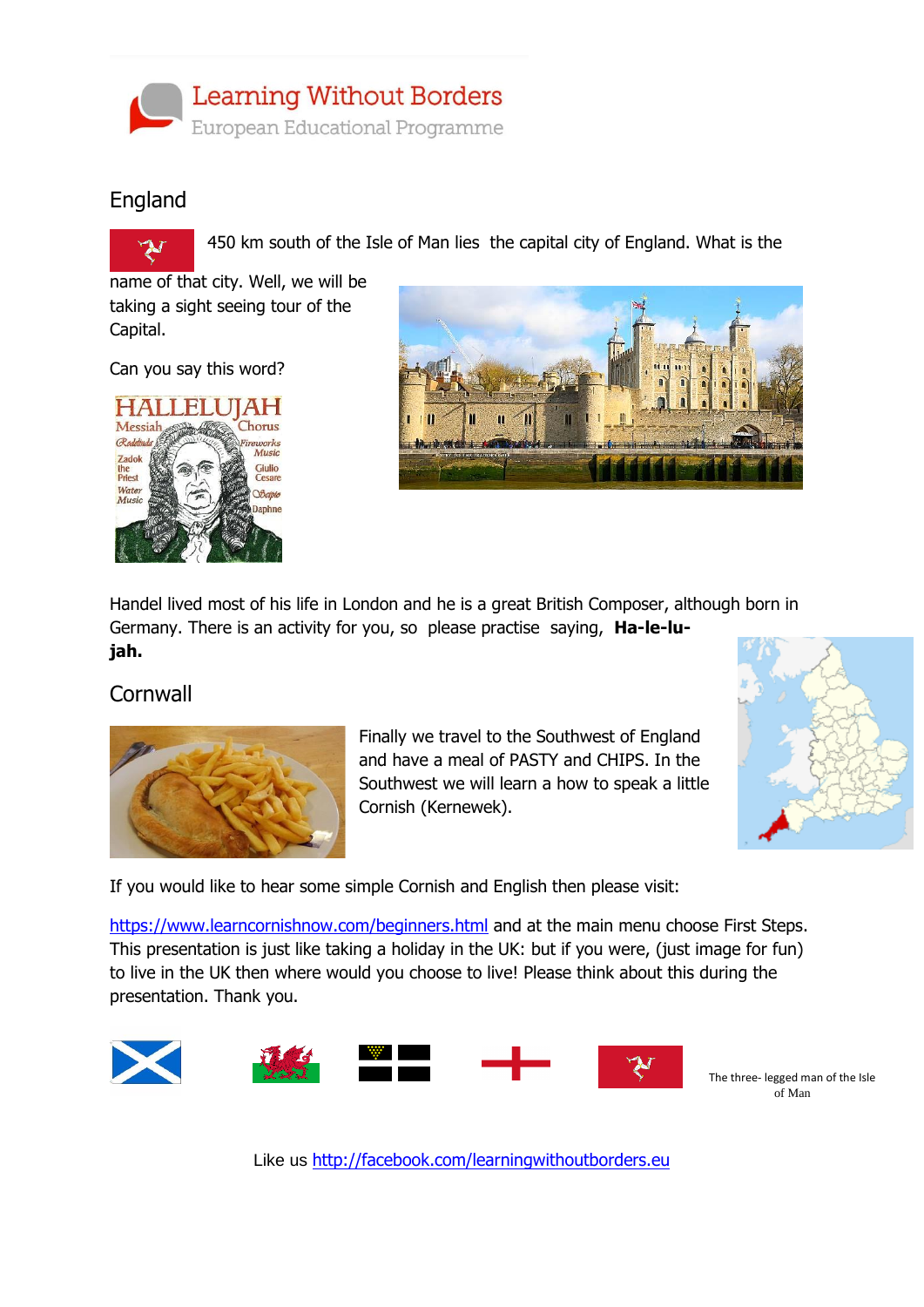# Learning Without Borders

European Educational Programme

## England

450 km south of the Isle of Man lies the capital city of England. What is the name of that city. Well, we will be taking a sight seeing tour of the Capital.

Can you say this word?

Handel lived most of his life in London and he is a great British Composer, although born in Germany. There is an activity for you, so please practise saying, **Ha-le-lu-jah.**

## Cornwall

Finally we travel to the Southwest of England and have a meal of PASTY and CHIPS. In the Southwest we will learn a how to speak a little Cornish (Kernewek).

If you would like to hear some simple Cornish and English then please visit:

[https://www.learncornishnow.com/beginners.html](https://www.learncornishnow.com/beginners.html) and at the main menu choose First Steps. This presentation is just like taking a holiday in the UK: but if you were, (just image for fun) to live in the UK then where would you choose to live! Please think about this during the presentation. Thank you.

The three- legged man of the Isle of Man

Like us [http://facebook.com/learningwithoutborders.eu](http://facebook.com/learningwithoutborders.eu)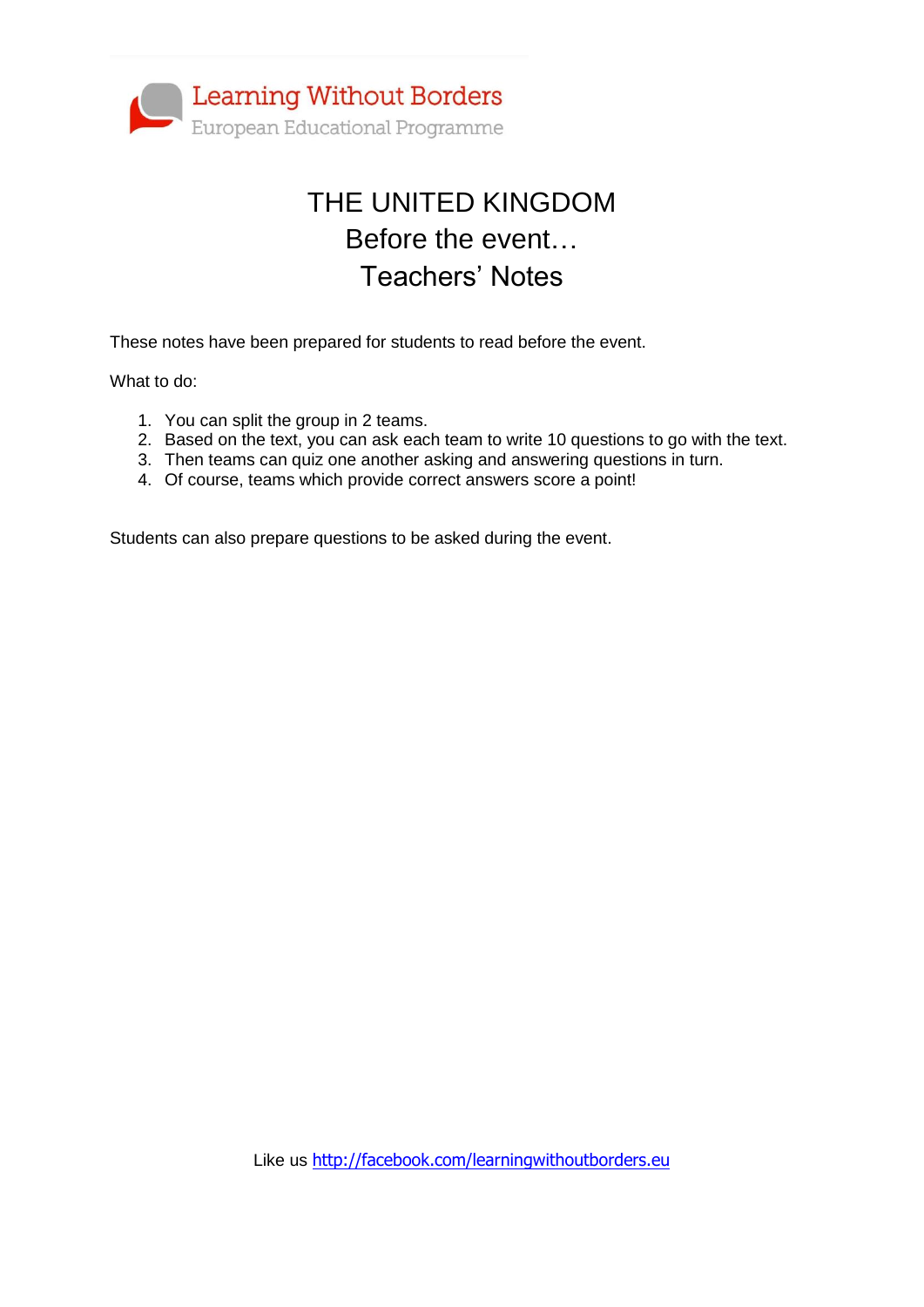Learning Without Borders
European Educational Programme

# THE UNITED KINGDOM
## Before the event…
## Teachers' Notes

These notes have been prepared for students to read before the event.

What to do:

1. You can split the group in 2 teams.
2. Based on the text, you can ask each team to write 10 questions to go with the text.
3. Then teams can quiz one another asking and answering questions in turn.
4. Of course, teams which provide correct answers score a point!

Students can also prepare questions to be asked during the event.

Like us http://facebook.com/learningwithoutborders.eu